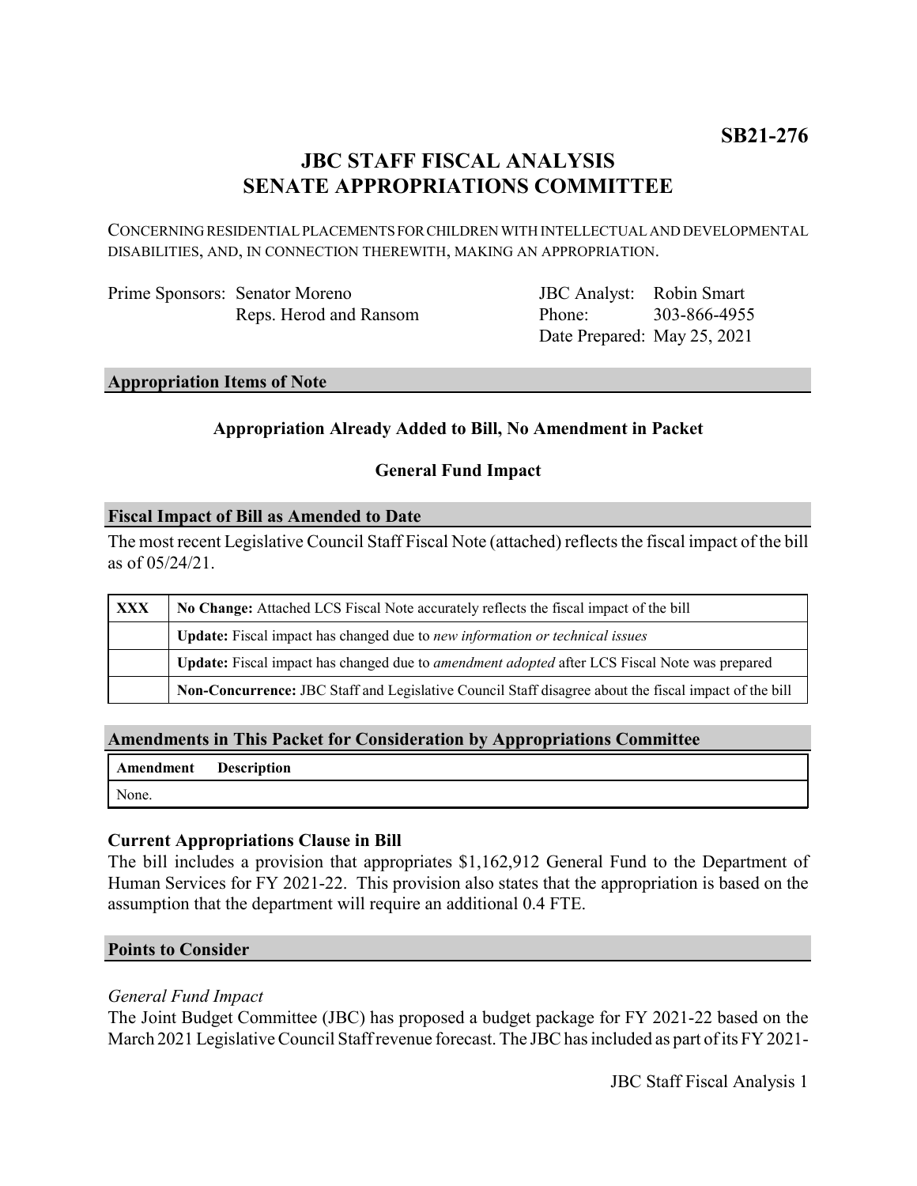**SB21-276**

# JBC STAFF FISCAL ANALYSIS
# SENATE APPROPRIATIONS COMMITTEE

CONCERNING RESIDENTIAL PLACEMENTS FOR CHILDREN WITH INTELLECTUAL AND DEVELOPMENTAL DISABILITIES, AND, IN CONNECTION THEREWITH, MAKING AN APPROPRIATION.

| | | | |
|---|---|---|---|
| Prime Sponsors: | Senator Moreno | JBC Analyst: | Robin Smart |
| | Reps. Herod and Ransom | Phone: | 303-866-4955 |
| | | Date Prepared: | May 25, 2021 |

## Appropriation Items of Note

**Appropriation Already Added to Bill, No Amendment in Packet**

**General Fund Impact**

## Fiscal Impact of Bill as Amended to Date

The most recent Legislative Council Staff Fiscal Note (attached) reflects the fiscal impact of the bill as of 05/24/21.

| | |
|---|---|
| **XXX** | **No Change:** Attached LCS Fiscal Note accurately reflects the fiscal impact of the bill |
| | **Update:** Fiscal impact has changed due to *new information or technical issues* |
| | **Update:** Fiscal impact has changed due to *amendment adopted* after LCS Fiscal Note was prepared |
| | **Non-Concurrence:** JBC Staff and Legislative Council Staff disagree about the fiscal impact of the bill |

## Amendments in This Packet for Consideration by Appropriations Committee

| Amendment | Description |
|---|---|
| None. | |

### Current Appropriations Clause in Bill

The bill includes a provision that appropriates $1,162,912 General Fund to the Department of Human Services for FY 2021-22. This provision also states that the appropriation is based on the assumption that the department will require an additional 0.4 FTE.

## Points to Consider

*General Fund Impact*

The Joint Budget Committee (JBC) has proposed a budget package for FY 2021-22 based on the March 2021 Legislative Council Staff revenue forecast. The JBC has included as part of its FY 2021-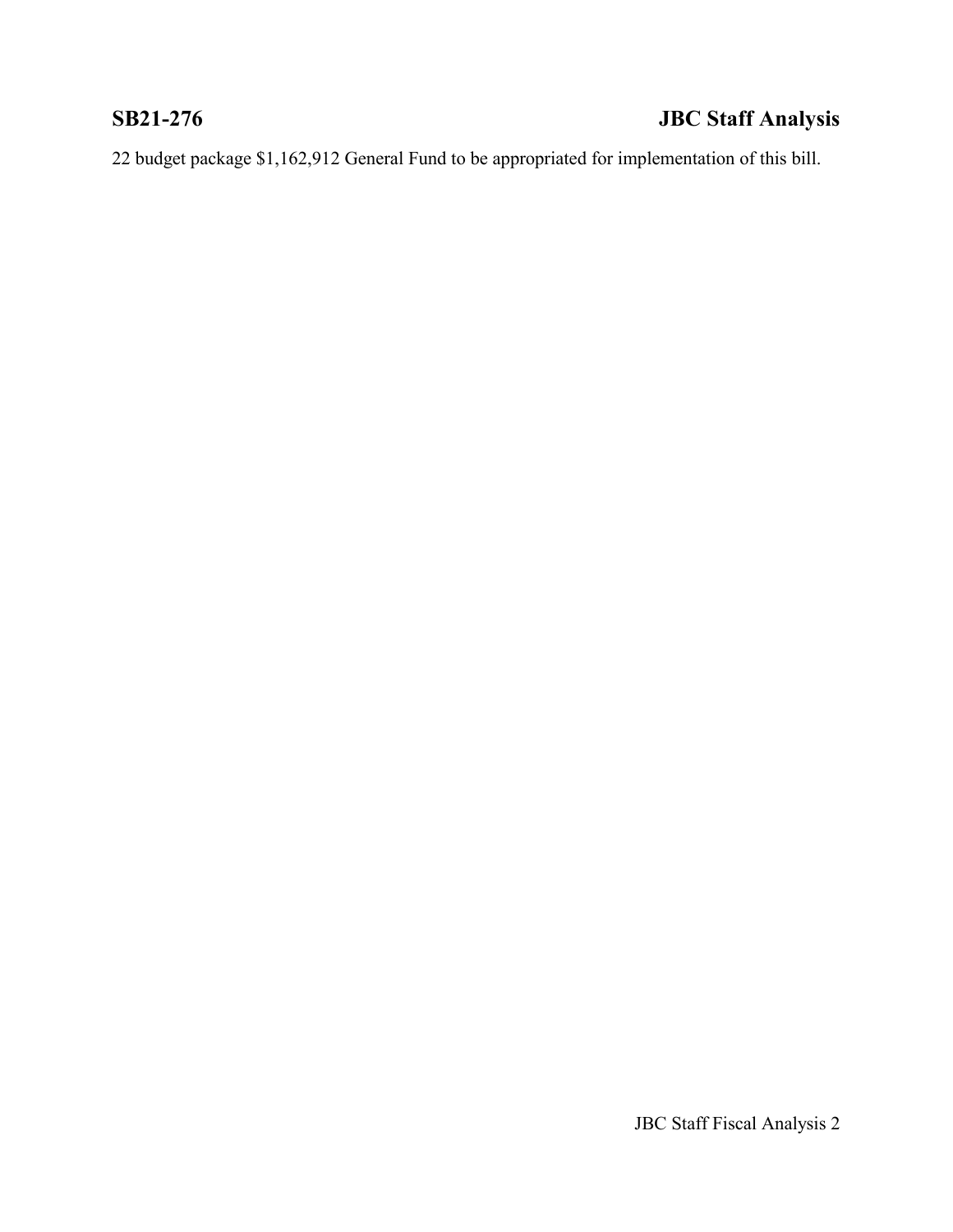22 budget package $1,162,912 General Fund to be appropriated for implementation of this bill.